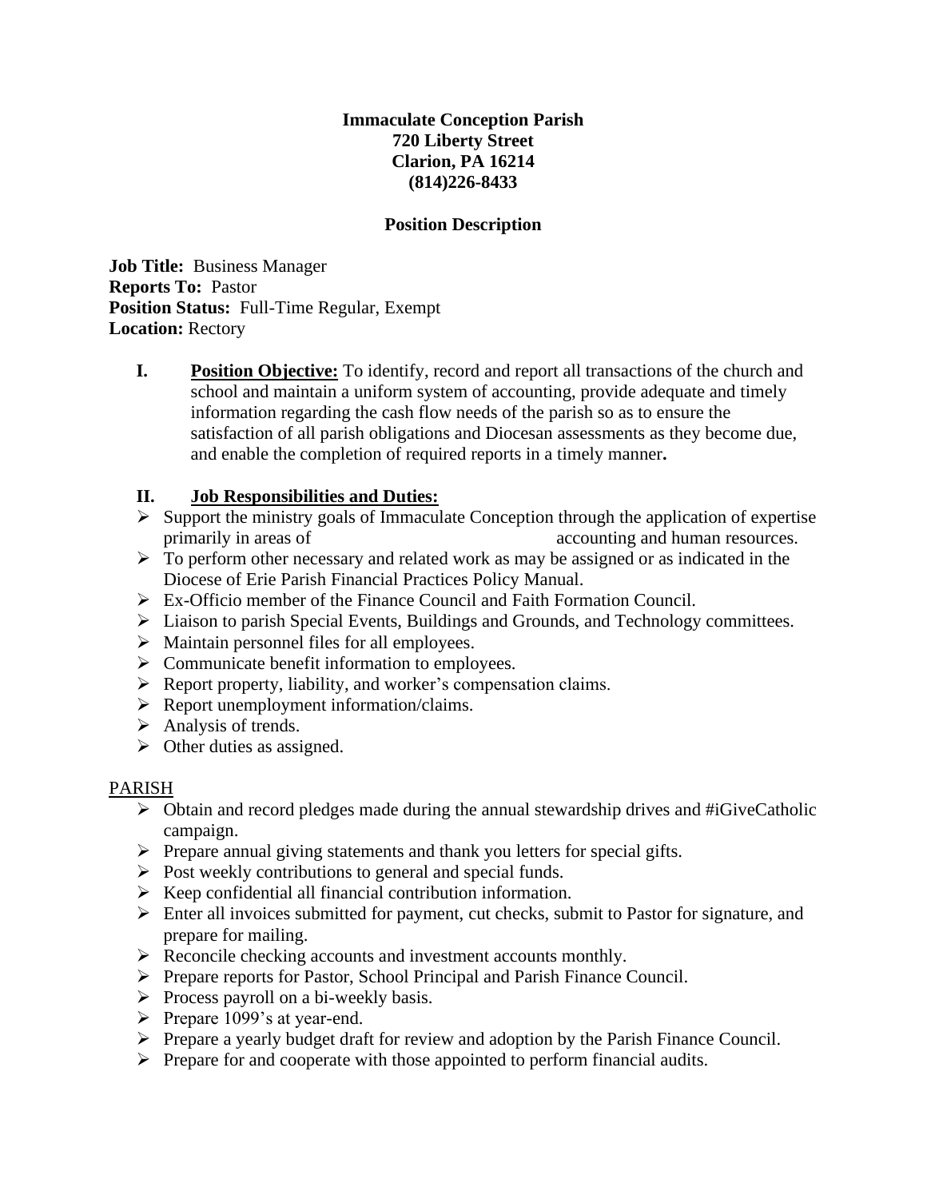**Immaculate Conception Parish**
**720 Liberty Street**
**Clarion, PA 16214**
**(814)226-8433**

**Position Description**

**Job Title:** Business Manager
**Reports To:** Pastor
**Position Status:** Full-Time Regular, Exempt
**Location:** Rectory

**I. Position Objective:** To identify, record and report all transactions of the church and school and maintain a uniform system of accounting, provide adequate and timely information regarding the cash flow needs of the parish so as to ensure the satisfaction of all parish obligations and Diocesan assessments as they become due, and enable the completion of required reports in a timely manner**.**

**II. Job Responsibilities and Duties:**

- Support the ministry goals of Immaculate Conception through the application of expertise primarily in areas of accounting and human resources.
- To perform other necessary and related work as may be assigned or as indicated in the Diocese of Erie Parish Financial Practices Policy Manual.
- Ex-Officio member of the Finance Council and Faith Formation Council.
- Liaison to parish Special Events, Buildings and Grounds, and Technology committees.
- Maintain personnel files for all employees.
- Communicate benefit information to employees.
- Report property, liability, and worker's compensation claims.
- Report unemployment information/claims.
- Analysis of trends.
- Other duties as assigned.

PARISH

- Obtain and record pledges made during the annual stewardship drives and #iGiveCatholic campaign.
- Prepare annual giving statements and thank you letters for special gifts.
- Post weekly contributions to general and special funds.
- Keep confidential all financial contribution information.
- Enter all invoices submitted for payment, cut checks, submit to Pastor for signature, and prepare for mailing.
- Reconcile checking accounts and investment accounts monthly.
- Prepare reports for Pastor, School Principal and Parish Finance Council.
- Process payroll on a bi-weekly basis.
- Prepare 1099's at year-end.
- Prepare a yearly budget draft for review and adoption by the Parish Finance Council.
- Prepare for and cooperate with those appointed to perform financial audits.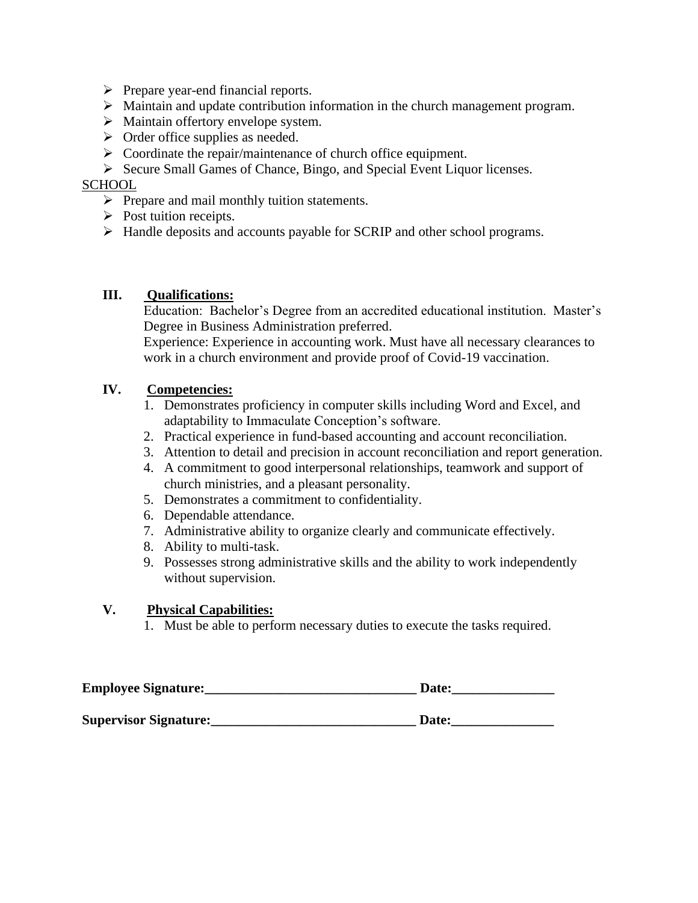- Prepare year-end financial reports.
- Maintain and update contribution information in the church management program.
- Maintain offertory envelope system.
- Order office supplies as needed.
- Coordinate the repair/maintenance of church office equipment.
- Secure Small Games of Chance, Bingo, and Special Event Liquor licenses.

SCHOOL

- Prepare and mail monthly tuition statements.
- Post tuition receipts.
- Handle deposits and accounts payable for SCRIP and other school programs.

**III. Qualifications:**

Education: Bachelor's Degree from an accredited educational institution. Master's Degree in Business Administration preferred.

Experience: Experience in accounting work. Must have all necessary clearances to work in a church environment and provide proof of Covid-19 vaccination.

**IV. Competencies:**

1. Demonstrates proficiency in computer skills including Word and Excel, and adaptability to Immaculate Conception's software.
2. Practical experience in fund-based accounting and account reconciliation.
3. Attention to detail and precision in account reconciliation and report generation.
4. A commitment to good interpersonal relationships, teamwork and support of church ministries, and a pleasant personality.
5. Demonstrates a commitment to confidentiality.
6. Dependable attendance.
7. Administrative ability to organize clearly and communicate effectively.
8. Ability to multi-task.
9. Possesses strong administrative skills and the ability to work independently without supervision.

**V. Physical Capabilities:**

1. Must be able to perform necessary duties to execute the tasks required.

**Employee Signature:_______________________________ Date:_______________**

**Supervisor Signature:______________________________ Date:_______________**